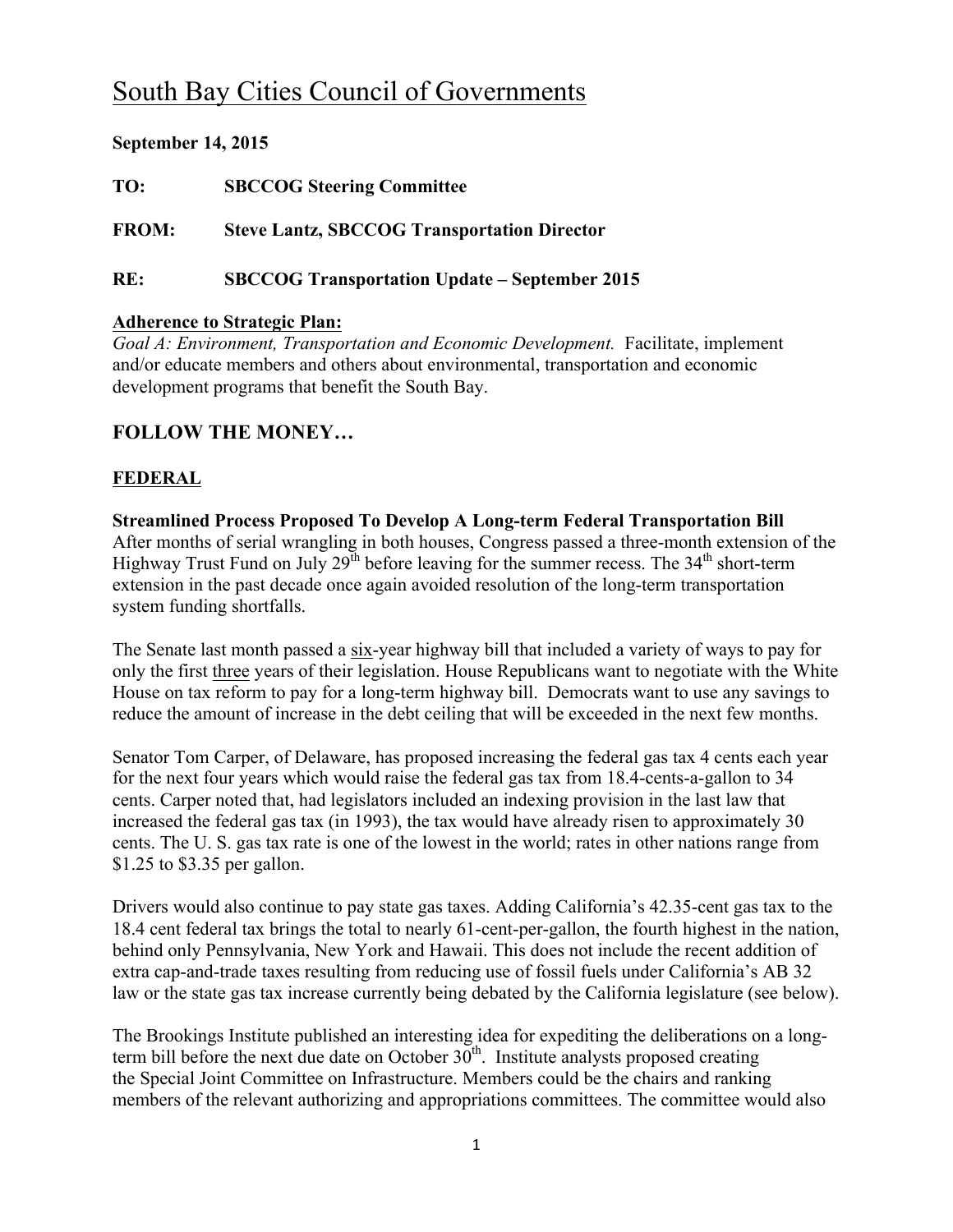# South Bay Cities Council of Governments

**September 14, 2015**

**TO:** **SBCCOG Steering Committee**

**FROM:** **Steve Lantz, SBCCOG Transportation Director**

**RE:** **SBCCOG Transportation Update – September 2015**

**Adherence to Strategic Plan:**

*Goal A: Environment, Transportation and Economic Development.* Facilitate, implement and/or educate members and others about environmental, transportation and economic development programs that benefit the South Bay.

## FOLLOW THE MONEY…

### FEDERAL

**Streamlined Process Proposed To Develop A Long-term Federal Transportation Bill**

After months of serial wrangling in both houses, Congress passed a three-month extension of the Highway Trust Fund on July 29th before leaving for the summer recess. The 34th short-term extension in the past decade once again avoided resolution of the long-term transportation system funding shortfalls.

The Senate last month passed a six-year highway bill that included a variety of ways to pay for only the first three years of their legislation. House Republicans want to negotiate with the White House on tax reform to pay for a long-term highway bill. Democrats want to use any savings to reduce the amount of increase in the debt ceiling that will be exceeded in the next few months.

Senator Tom Carper, of Delaware, has proposed increasing the federal gas tax 4 cents each year for the next four years which would raise the federal gas tax from 18.4-cents-a-gallon to 34 cents. Carper noted that, had legislators included an indexing provision in the last law that increased the federal gas tax (in 1993), the tax would have already risen to approximately 30 cents. The U. S. gas tax rate is one of the lowest in the world; rates in other nations range from $1.25 to $3.35 per gallon.

Drivers would also continue to pay state gas taxes. Adding California's 42.35-cent gas tax to the 18.4 cent federal tax brings the total to nearly 61-cent-per-gallon, the fourth highest in the nation, behind only Pennsylvania, New York and Hawaii. This does not include the recent addition of extra cap-and-trade taxes resulting from reducing use of fossil fuels under California's AB 32 law or the state gas tax increase currently being debated by the California legislature (see below).

The Brookings Institute published an interesting idea for expediting the deliberations on a long-term bill before the next due date on October 30th. Institute analysts proposed creating the Special Joint Committee on Infrastructure. Members could be the chairs and ranking members of the relevant authorizing and appropriations committees. The committee would also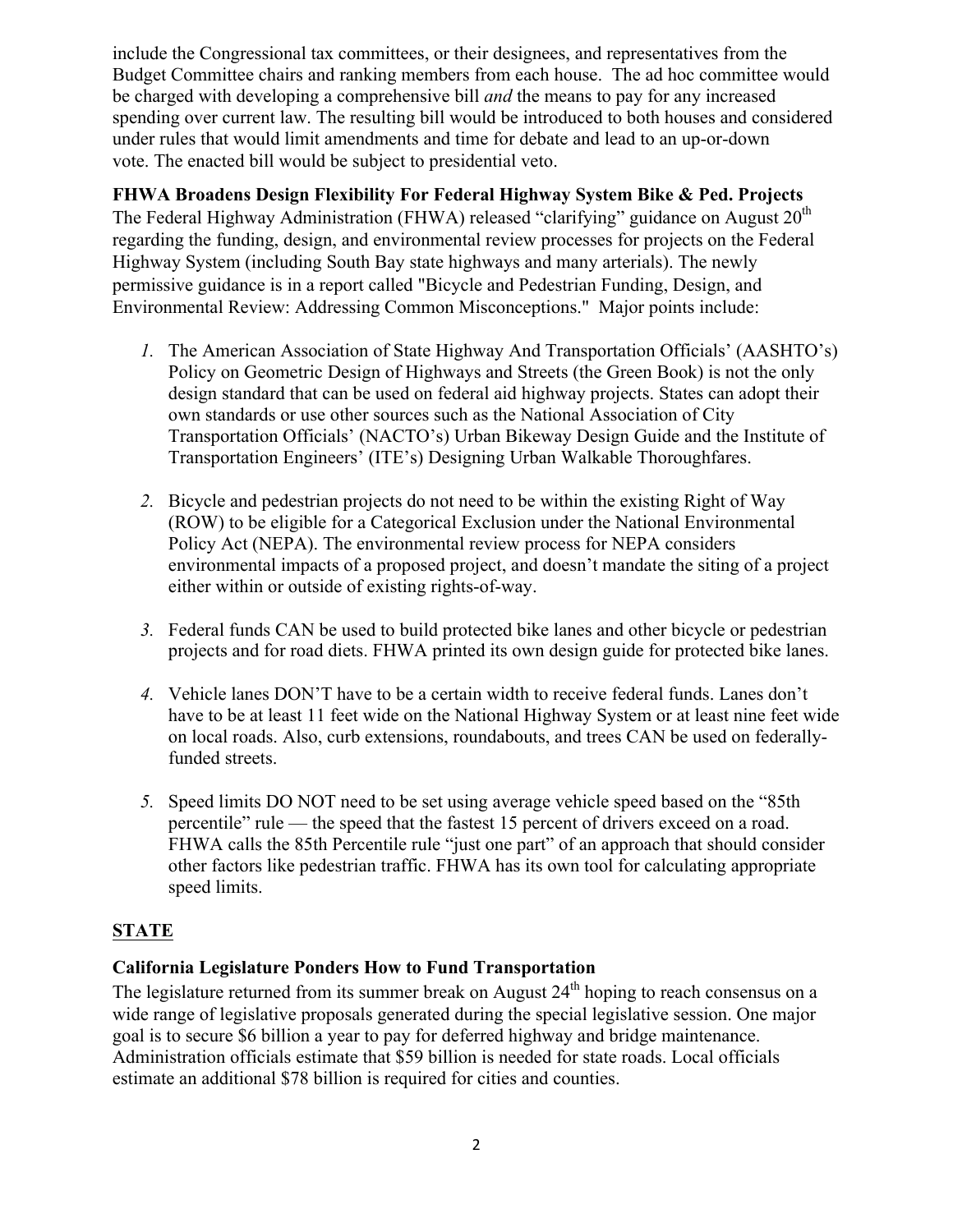include the Congressional tax committees, or their designees, and representatives from the Budget Committee chairs and ranking members from each house. The ad hoc committee would be charged with developing a comprehensive bill *and* the means to pay for any increased spending over current law. The resulting bill would be introduced to both houses and considered under rules that would limit amendments and time for debate and lead to an up-or-down vote. The enacted bill would be subject to presidential veto.

**FHWA Broadens Design Flexibility For Federal Highway System Bike & Ped. Projects**
The Federal Highway Administration (FHWA) released "clarifying" guidance on August 20th regarding the funding, design, and environmental review processes for projects on the Federal Highway System (including South Bay state highways and many arterials). The newly permissive guidance is in a report called "Bicycle and Pedestrian Funding, Design, and Environmental Review: Addressing Common Misconceptions." Major points include:

1. The American Association of State Highway And Transportation Officials' (AASHTO's) Policy on Geometric Design of Highways and Streets (the Green Book) is not the only design standard that can be used on federal aid highway projects. States can adopt their own standards or use other sources such as the National Association of City Transportation Officials' (NACTO's) Urban Bikeway Design Guide and the Institute of Transportation Engineers' (ITE's) Designing Urban Walkable Thoroughfares.

2. Bicycle and pedestrian projects do not need to be within the existing Right of Way (ROW) to be eligible for a Categorical Exclusion under the National Environmental Policy Act (NEPA). The environmental review process for NEPA considers environmental impacts of a proposed project, and doesn't mandate the siting of a project either within or outside of existing rights-of-way.

3. Federal funds CAN be used to build protected bike lanes and other bicycle or pedestrian projects and for road diets. FHWA printed its own design guide for protected bike lanes.

4. Vehicle lanes DON'T have to be a certain width to receive federal funds. Lanes don't have to be at least 11 feet wide on the National Highway System or at least nine feet wide on local roads. Also, curb extensions, roundabouts, and trees CAN be used on federally-funded streets.

5. Speed limits DO NOT need to be set using average vehicle speed based on the "85th percentile" rule — the speed that the fastest 15 percent of drivers exceed on a road. FHWA calls the 85th Percentile rule "just one part" of an approach that should consider other factors like pedestrian traffic. FHWA has its own tool for calculating appropriate speed limits.

## STATE

**California Legislature Ponders How to Fund Transportation**
The legislature returned from its summer break on August 24th hoping to reach consensus on a wide range of legislative proposals generated during the special legislative session. One major goal is to secure $6 billion a year to pay for deferred highway and bridge maintenance. Administration officials estimate that $59 billion is needed for state roads. Local officials estimate an additional $78 billion is required for cities and counties.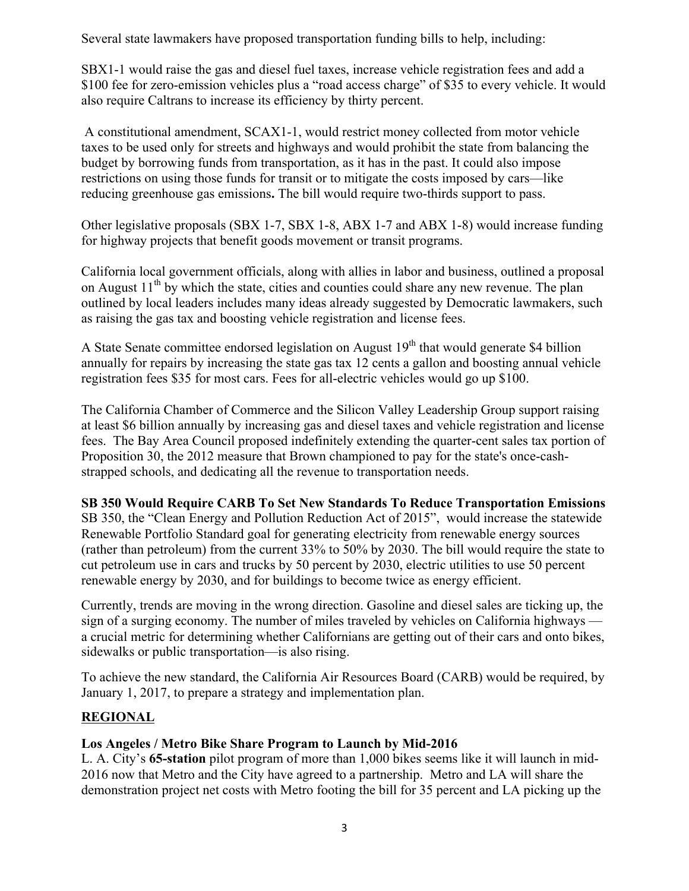Several state lawmakers have proposed transportation funding bills to help, including:

SBX1-1 would raise the gas and diesel fuel taxes, increase vehicle registration fees and add a $100 fee for zero-emission vehicles plus a "road access charge" of $35 to every vehicle. It would also require Caltrans to increase its efficiency by thirty percent.

A constitutional amendment, SCAX1-1, would restrict money collected from motor vehicle taxes to be used only for streets and highways and would prohibit the state from balancing the budget by borrowing funds from transportation, as it has in the past. It could also impose restrictions on using those funds for transit or to mitigate the costs imposed by cars—like reducing greenhouse gas emissions**.** The bill would require two-thirds support to pass.

Other legislative proposals (SBX 1-7, SBX 1-8, ABX 1-7 and ABX 1-8) would increase funding for highway projects that benefit goods movement or transit programs.

California local government officials, along with allies in labor and business, outlined a proposal on August 11th by which the state, cities and counties could share any new revenue. The plan outlined by local leaders includes many ideas already suggested by Democratic lawmakers, such as raising the gas tax and boosting vehicle registration and license fees.

A State Senate committee endorsed legislation on August 19th that would generate $4 billion annually for repairs by increasing the state gas tax 12 cents a gallon and boosting annual vehicle registration fees $35 for most cars. Fees for all-electric vehicles would go up $100.

The California Chamber of Commerce and the Silicon Valley Leadership Group support raising at least $6 billion annually by increasing gas and diesel taxes and vehicle registration and license fees. The Bay Area Council proposed indefinitely extending the quarter-cent sales tax portion of Proposition 30, the 2012 measure that Brown championed to pay for the state's once-cash-strapped schools, and dedicating all the revenue to transportation needs.

**SB 350 Would Require CARB To Set New Standards To Reduce Transportation Emissions**

SB 350, the "Clean Energy and Pollution Reduction Act of 2015", would increase the statewide Renewable Portfolio Standard goal for generating electricity from renewable energy sources (rather than petroleum) from the current 33% to 50% by 2030. The bill would require the state to cut petroleum use in cars and trucks by 50 percent by 2030, electric utilities to use 50 percent renewable energy by 2030, and for buildings to become twice as energy efficient.

Currently, trends are moving in the wrong direction. Gasoline and diesel sales are ticking up, the sign of a surging economy. The number of miles traveled by vehicles on California highways — a crucial metric for determining whether Californians are getting out of their cars and onto bikes, sidewalks or public transportation—is also rising.

To achieve the new standard, the California Air Resources Board (CARB) would be required, by January 1, 2017, to prepare a strategy and implementation plan.

## REGIONAL

**Los Angeles / Metro Bike Share Program to Launch by Mid-2016**

L. A. City's **65-station** pilot program of more than 1,000 bikes seems like it will launch in mid-2016 now that Metro and the City have agreed to a partnership. Metro and LA will share the demonstration project net costs with Metro footing the bill for 35 percent and LA picking up the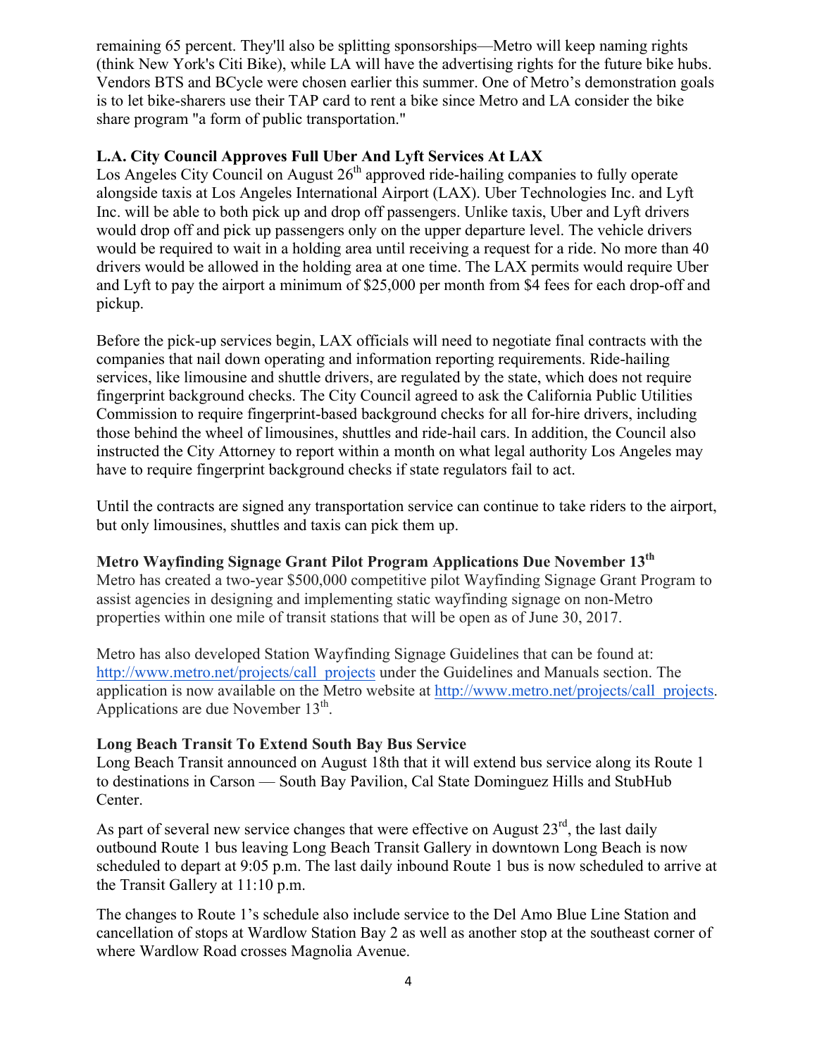remaining 65 percent. They'll also be splitting sponsorships—Metro will keep naming rights (think New York's Citi Bike), while LA will have the advertising rights for the future bike hubs. Vendors BTS and BCycle were chosen earlier this summer. One of Metro's demonstration goals is to let bike-sharers use their TAP card to rent a bike since Metro and LA consider the bike share program "a form of public transportation."

**L.A. City Council Approves Full Uber And Lyft Services At LAX**

Los Angeles City Council on August 26th approved ride-hailing companies to fully operate alongside taxis at Los Angeles International Airport (LAX). Uber Technologies Inc. and Lyft Inc. will be able to both pick up and drop off passengers. Unlike taxis, Uber and Lyft drivers would drop off and pick up passengers only on the upper departure level. The vehicle drivers would be required to wait in a holding area until receiving a request for a ride. No more than 40 drivers would be allowed in the holding area at one time. The LAX permits would require Uber and Lyft to pay the airport a minimum of $25,000 per month from $4 fees for each drop-off and pickup.

Before the pick-up services begin, LAX officials will need to negotiate final contracts with the companies that nail down operating and information reporting requirements. Ride-hailing services, like limousine and shuttle drivers, are regulated by the state, which does not require fingerprint background checks. The City Council agreed to ask the California Public Utilities Commission to require fingerprint-based background checks for all for-hire drivers, including those behind the wheel of limousines, shuttles and ride-hail cars. In addition, the Council also instructed the City Attorney to report within a month on what legal authority Los Angeles may have to require fingerprint background checks if state regulators fail to act.

Until the contracts are signed any transportation service can continue to take riders to the airport, but only limousines, shuttles and taxis can pick them up.

**Metro Wayfinding Signage Grant Pilot Program Applications Due November 13th**

Metro has created a two-year $500,000 competitive pilot Wayfinding Signage Grant Program to assist agencies in designing and implementing static wayfinding signage on non-Metro properties within one mile of transit stations that will be open as of June 30, 2017.

Metro has also developed Station Wayfinding Signage Guidelines that can be found at: http://www.metro.net/projects/call_projects under the Guidelines and Manuals section. The application is now available on the Metro website at http://www.metro.net/projects/call_projects. Applications are due November 13th.

**Long Beach Transit To Extend South Bay Bus Service**

Long Beach Transit announced on August 18th that it will extend bus service along its Route 1 to destinations in Carson — South Bay Pavilion, Cal State Dominguez Hills and StubHub Center.

As part of several new service changes that were effective on August 23rd, the last daily outbound Route 1 bus leaving Long Beach Transit Gallery in downtown Long Beach is now scheduled to depart at 9:05 p.m. The last daily inbound Route 1 bus is now scheduled to arrive at the Transit Gallery at 11:10 p.m.

The changes to Route 1's schedule also include service to the Del Amo Blue Line Station and cancellation of stops at Wardlow Station Bay 2 as well as another stop at the southeast corner of where Wardlow Road crosses Magnolia Avenue.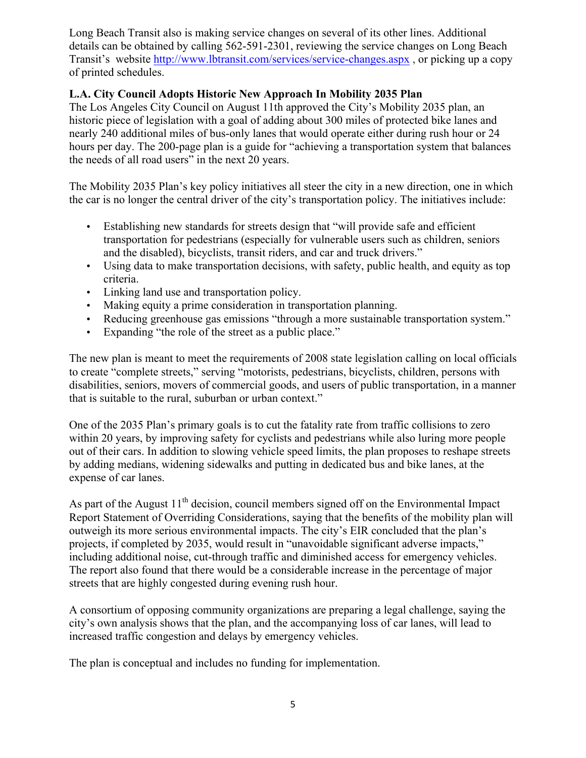Long Beach Transit also is making service changes on several of its other lines. Additional details can be obtained by calling 562-591-2301, reviewing the service changes on Long Beach Transit's website http://www.lbtransit.com/services/service-changes.aspx , or picking up a copy of printed schedules.

**L.A. City Council Adopts Historic New Approach In Mobility 2035 Plan**

The Los Angeles City Council on August 11th approved the City's Mobility 2035 plan, an historic piece of legislation with a goal of adding about 300 miles of protected bike lanes and nearly 240 additional miles of bus-only lanes that would operate either during rush hour or 24 hours per day. The 200-page plan is a guide for "achieving a transportation system that balances the needs of all road users" in the next 20 years.

The Mobility 2035 Plan's key policy initiatives all steer the city in a new direction, one in which the car is no longer the central driver of the city's transportation policy. The initiatives include:

- Establishing new standards for streets design that "will provide safe and efficient transportation for pedestrians (especially for vulnerable users such as children, seniors and the disabled), bicyclists, transit riders, and car and truck drivers."
- Using data to make transportation decisions, with safety, public health, and equity as top criteria.
- Linking land use and transportation policy.
- Making equity a prime consideration in transportation planning.
- Reducing greenhouse gas emissions "through a more sustainable transportation system."
- Expanding "the role of the street as a public place."

The new plan is meant to meet the requirements of 2008 state legislation calling on local officials to create "complete streets," serving "motorists, pedestrians, bicyclists, children, persons with disabilities, seniors, movers of commercial goods, and users of public transportation, in a manner that is suitable to the rural, suburban or urban context."

One of the 2035 Plan's primary goals is to cut the fatality rate from traffic collisions to zero within 20 years, by improving safety for cyclists and pedestrians while also luring more people out of their cars. In addition to slowing vehicle speed limits, the plan proposes to reshape streets by adding medians, widening sidewalks and putting in dedicated bus and bike lanes, at the expense of car lanes.

As part of the August 11th decision, council members signed off on the Environmental Impact Report Statement of Overriding Considerations, saying that the benefits of the mobility plan will outweigh its more serious environmental impacts. The city's EIR concluded that the plan's projects, if completed by 2035, would result in "unavoidable significant adverse impacts," including additional noise, cut-through traffic and diminished access for emergency vehicles. The report also found that there would be a considerable increase in the percentage of major streets that are highly congested during evening rush hour.

A consortium of opposing community organizations are preparing a legal challenge, saying the city's own analysis shows that the plan, and the accompanying loss of car lanes, will lead to increased traffic congestion and delays by emergency vehicles.

The plan is conceptual and includes no funding for implementation.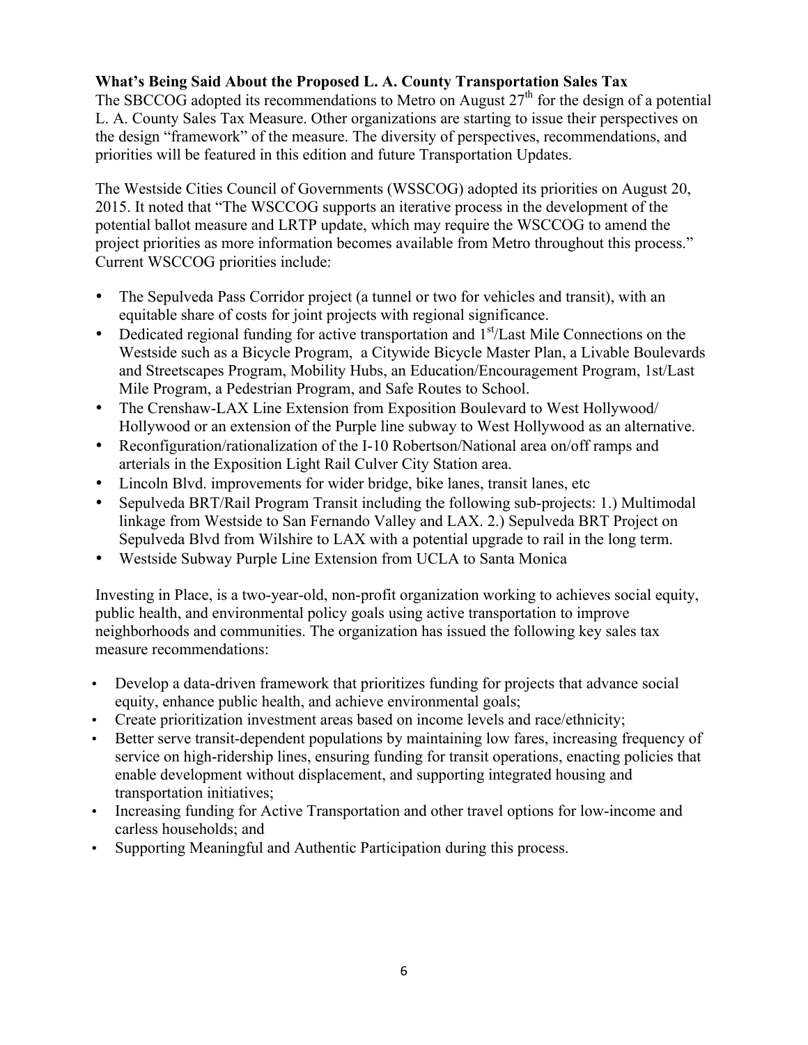**What's Being Said About the Proposed L. A. County Transportation Sales Tax**

The SBCCOG adopted its recommendations to Metro on August 27th for the design of a potential L. A. County Sales Tax Measure. Other organizations are starting to issue their perspectives on the design "framework" of the measure. The diversity of perspectives, recommendations, and priorities will be featured in this edition and future Transportation Updates.

The Westside Cities Council of Governments (WSSCOG) adopted its priorities on August 20, 2015. It noted that "The WSCCOG supports an iterative process in the development of the potential ballot measure and LRTP update, which may require the WSCCOG to amend the project priorities as more information becomes available from Metro throughout this process." Current WSCCOG priorities include:

- The Sepulveda Pass Corridor project (a tunnel or two for vehicles and transit), with an equitable share of costs for joint projects with regional significance.
- Dedicated regional funding for active transportation and 1st/Last Mile Connections on the Westside such as a Bicycle Program, a Citywide Bicycle Master Plan, a Livable Boulevards and Streetscapes Program, Mobility Hubs, an Education/Encouragement Program, 1st/Last Mile Program, a Pedestrian Program, and Safe Routes to School.
- The Crenshaw-LAX Line Extension from Exposition Boulevard to West Hollywood/ Hollywood or an extension of the Purple line subway to West Hollywood as an alternative.
- Reconfiguration/rationalization of the I-10 Robertson/National area on/off ramps and arterials in the Exposition Light Rail Culver City Station area.
- Lincoln Blvd. improvements for wider bridge, bike lanes, transit lanes, etc
- Sepulveda BRT/Rail Program Transit including the following sub-projects: 1.) Multimodal linkage from Westside to San Fernando Valley and LAX. 2.) Sepulveda BRT Project on Sepulveda Blvd from Wilshire to LAX with a potential upgrade to rail in the long term.
- Westside Subway Purple Line Extension from UCLA to Santa Monica

Investing in Place, is a two-year-old, non-profit organization working to achieves social equity, public health, and environmental policy goals using active transportation to improve neighborhoods and communities. The organization has issued the following key sales tax measure recommendations:

- Develop a data-driven framework that prioritizes funding for projects that advance social equity, enhance public health, and achieve environmental goals;
- Create prioritization investment areas based on income levels and race/ethnicity;
- Better serve transit-dependent populations by maintaining low fares, increasing frequency of service on high-ridership lines, ensuring funding for transit operations, enacting policies that enable development without displacement, and supporting integrated housing and transportation initiatives;
- Increasing funding for Active Transportation and other travel options for low-income and carless households; and
- Supporting Meaningful and Authentic Participation during this process.